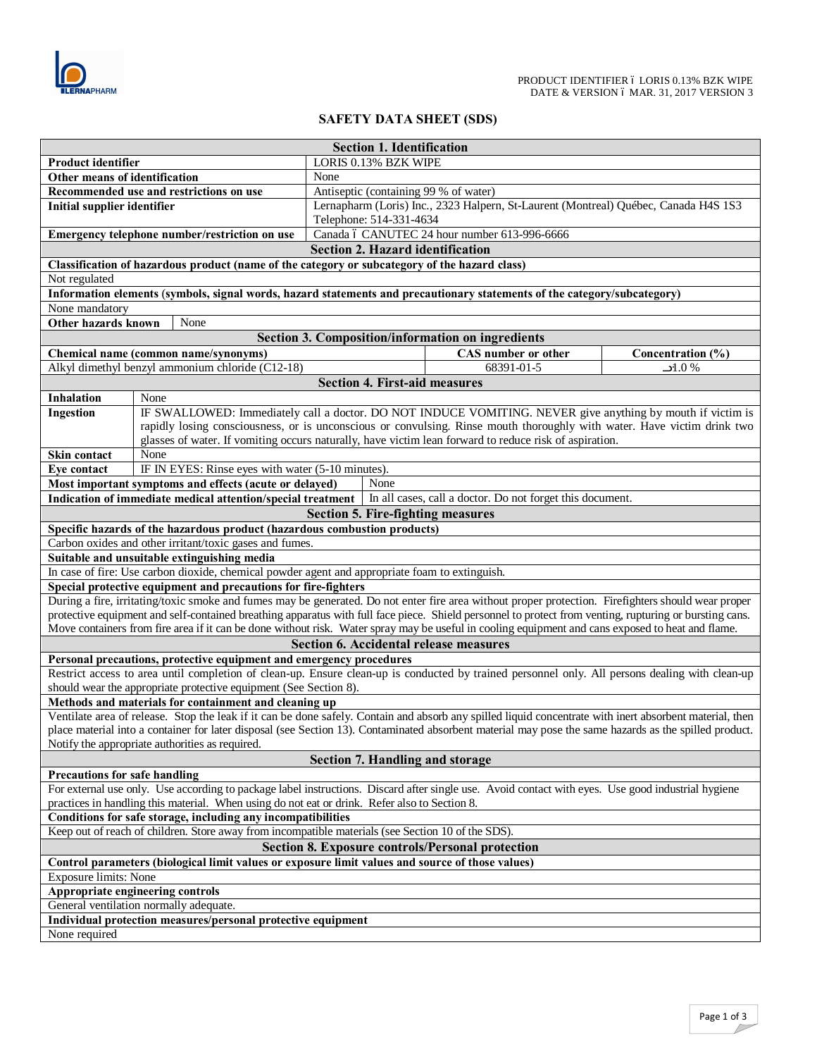PRODUCT IDENTIFIER – LORIS 0.13% BZK WIPE
DATE & VERSION – MAR. 31, 2017 VERSION 3

# SAFETY DATA SHEET (SDS)

## Section 1. Identification

| | |
|---|---|
| **Product identifier** | LORIS 0.13% BZK WIPE |
| **Other means of identification** | None |
| **Recommended use and restrictions on use** | Antiseptic (containing 99 % of water) |
| **Initial supplier identifier** | Lernapharm (Loris) Inc., 2323 Halpern, St-Laurent (Montreal) Québec, Canada H4S 1S3 Telephone: 514-331-4634 |
| **Emergency telephone number/restriction on use** | Canada – CANUTEC 24 hour number 613-996-6666 |

## Section 2. Hazard identification

**Classification of hazardous product (name of the category or subcategory of the hazard class)**

Not regulated

**Information elements (symbols, signal words, hazard statements and precautionary statements of the category/subcategory)**

None mandatory

| | |
|---|---|
| **Other hazards known** | None |

## Section 3. Composition/information on ingredients

| Chemical name (common name/synonyms) | CAS number or other | Concentration (%) |
|---|---|---|
| Alkyl dimethyl benzyl ammonium chloride (C12-18) | 68391-01-5 | ≤1.0 % |

## Section 4. First-aid measures

| | |
|---|---|
| **Inhalation** | None |
| **Ingestion** | IF SWALLOWED: Immediately call a doctor. DO NOT INDUCE VOMITING. NEVER give anything by mouth if victim is rapidly losing consciousness, or is unconscious or convulsing. Rinse mouth thoroughly with water. Have victim drink two glasses of water. If vomiting occurs naturally, have victim lean forward to reduce risk of aspiration. |
| **Skin contact** | None |
| **Eye contact** | IF IN EYES: Rinse eyes with water (5-10 minutes). |

| | |
|---|---|
| **Most important symptoms and effects (acute or delayed)** | None |
| **Indication of immediate medical attention/special treatment** | In all cases, call a doctor. Do not forget this document. |

## Section 5. Fire-fighting measures

**Specific hazards of the hazardous product (hazardous combustion products)**

Carbon oxides and other irritant/toxic gases and fumes.

**Suitable and unsuitable extinguishing media**

In case of fire: Use carbon dioxide, chemical powder agent and appropriate foam to extinguish.

**Special protective equipment and precautions for fire-fighters**

During a fire, irritating/toxic smoke and fumes may be generated. Do not enter fire area without proper protection. Firefighters should wear proper protective equipment and self-contained breathing apparatus with full face piece. Shield personnel to protect from venting, rupturing or bursting cans. Move containers from fire area if it can be done without risk. Water spray may be useful in cooling equipment and cans exposed to heat and flame.

## Section 6. Accidental release measures

**Personal precautions, protective equipment and emergency procedures**

Restrict access to area until completion of clean-up. Ensure clean-up is conducted by trained personnel only. All persons dealing with clean-up should wear the appropriate protective equipment (See Section 8).

**Methods and materials for containment and cleaning up**

Ventilate area of release. Stop the leak if it can be done safely. Contain and absorb any spilled liquid concentrate with inert absorbent material, then place material into a container for later disposal (see Section 13). Contaminated absorbent material may pose the same hazards as the spilled product. Notify the appropriate authorities as required.

## Section 7. Handling and storage

**Precautions for safe handling**

For external use only. Use according to package label instructions. Discard after single use. Avoid contact with eyes. Use good industrial hygiene practices in handling this material. When using do not eat or drink. Refer also to Section 8.

**Conditions for safe storage, including any incompatibilities**

Keep out of reach of children. Store away from incompatible materials (see Section 10 of the SDS).

## Section 8. Exposure controls/Personal protection

**Control parameters (biological limit values or exposure limit values and source of those values)**

Exposure limits: None

**Appropriate engineering controls**

General ventilation normally adequate.

**Individual protection measures/personal protective equipment**

None required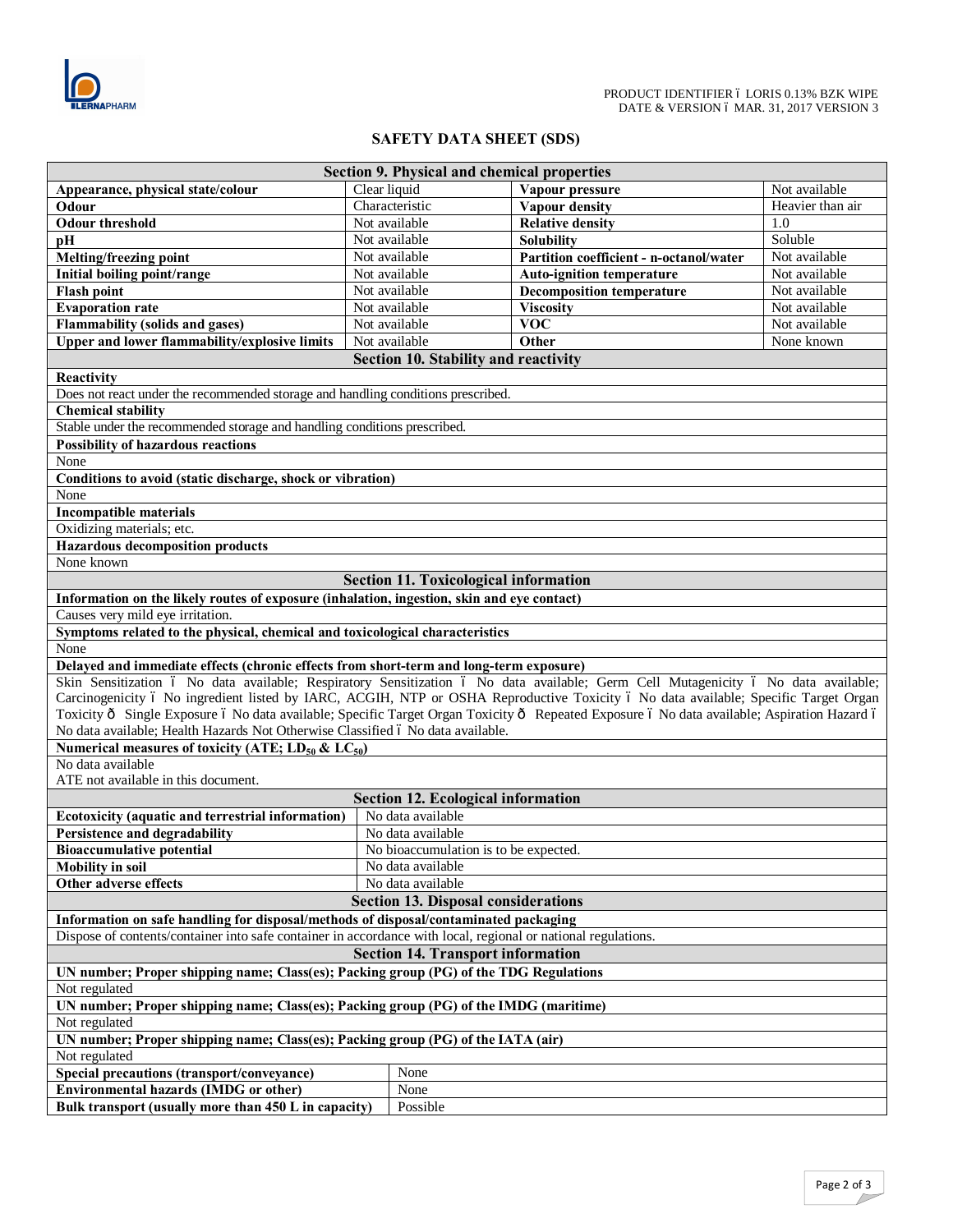# SAFETY DATA SHEET (SDS)

## Section 9. Physical and chemical properties

| Property | Value | Property | Value |
|---|---|---|---|
| **Appearance, physical state/colour** | Clear liquid | **Vapour pressure** | Not available |
| **Odour** | Characteristic | **Vapour density** | Heavier than air |
| **Odour threshold** | Not available | **Relative density** | 1.0 |
| **pH** | Not available | **Solubility** | Soluble |
| **Melting/freezing point** | Not available | **Partition coefficient - n-octanol/water** | Not available |
| **Initial boiling point/range** | Not available | **Auto-ignition temperature** | Not available |
| **Flash point** | Not available | **Decomposition temperature** | Not available |
| **Evaporation rate** | Not available | **Viscosity** | Not available |
| **Flammability (solids and gases)** | Not available | **VOC** | Not available |
| **Upper and lower flammability/explosive limits** | Not available | **Other** | None known |

## Section 10. Stability and reactivity

**Reactivity**

Does not react under the recommended storage and handling conditions prescribed.

**Chemical stability**

Stable under the recommended storage and handling conditions prescribed.

**Possibility of hazardous reactions**

None

**Conditions to avoid (static discharge, shock or vibration)**

None

**Incompatible materials**

Oxidizing materials; etc.

**Hazardous decomposition products**

None known

## Section 11. Toxicological information

**Information on the likely routes of exposure (inhalation, ingestion, skin and eye contact)**

Causes very mild eye irritation.

**Symptoms related to the physical, chemical and toxicological characteristics**

None

**Delayed and immediate effects (chronic effects from short-term and long-term exposure)**

Skin Sensitization – No data available; Respiratory Sensitization – No data available; Germ Cell Mutagenicity – No data available; Carcinogenicity – No ingredient listed by IARC, ACGIH, NTP or OSHA Reproductive Toxicity – No data available; Specific Target Organ Toxicity – Single Exposure – No data available; Specific Target Organ Toxicity – Repeated Exposure – No data available; Aspiration Hazard – No data available; Health Hazards Not Otherwise Classified – No data available.

**Numerical measures of toxicity (ATE; $LD_{50}$ & $LC_{50}$)**

No data available

ATE not available in this document.

## Section 12. Ecological information

| | |
|---|---|
| **Ecotoxicity (aquatic and terrestrial information)** | No data available |
| **Persistence and degradability** | No data available |
| **Bioaccumulative potential** | No bioaccumulation is to be expected. |
| **Mobility in soil** | No data available |
| **Other adverse effects** | No data available |

## Section 13. Disposal considerations

**Information on safe handling for disposal/methods of disposal/contaminated packaging**

Dispose of contents/container into safe container in accordance with local, regional or national regulations.

## Section 14. Transport information

**UN number; Proper shipping name; Class(es); Packing group (PG) of the TDG Regulations**

Not regulated

**UN number; Proper shipping name; Class(es); Packing group (PG) of the IMDG (maritime)**

Not regulated

**UN number; Proper shipping name; Class(es); Packing group (PG) of the IATA (air)**

Not regulated

| | |
|---|---|
| **Special precautions (transport/conveyance)** | None |
| **Environmental hazards (IMDG or other)** | None |
| **Bulk transport (usually more than 450 L in capacity)** | Possible |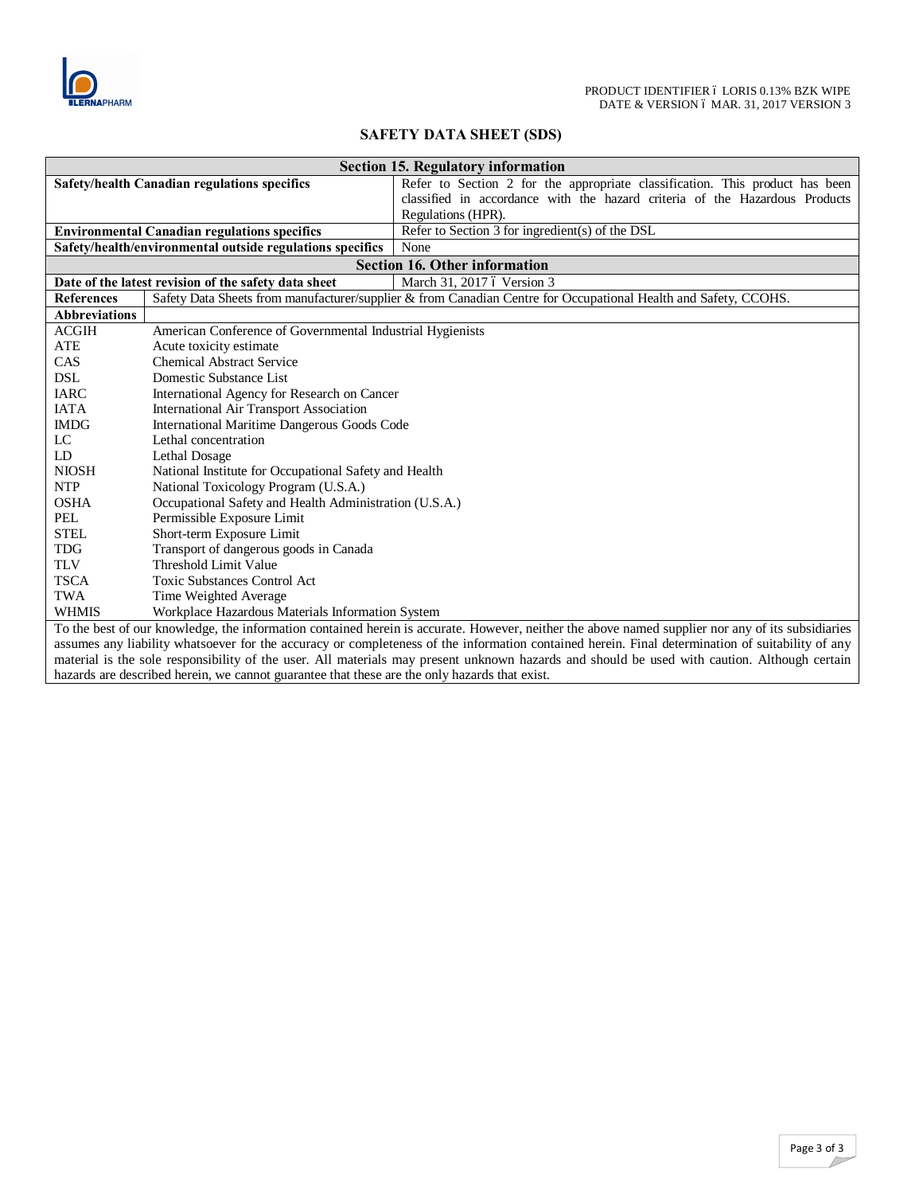# SAFETY DATA SHEET (SDS)

| Section 15. Regulatory information | |
|---|---|
| **Safety/health Canadian regulations specifics** | Refer to Section 2 for the appropriate classification. This product has been classified in accordance with the hazard criteria of the Hazardous Products Regulations (HPR). |
| **Environmental Canadian regulations specifics** | Refer to Section 3 for ingredient(s) of the DSL |
| **Safety/health/environmental outside regulations specifics** | None |

| Section 16. Other information | |
|---|---|
| **Date of the latest revision of the safety data sheet** | March 31, 2017 – Version 3 |
| **References** | Safety Data Sheets from manufacturer/supplier & from Canadian Centre for Occupational Health and Safety, CCOHS. |
| **Abbreviations** | |
| ACGIH | American Conference of Governmental Industrial Hygienists |
| ATE | Acute toxicity estimate |
| CAS | Chemical Abstract Service |
| DSL | Domestic Substance List |
| IARC | International Agency for Research on Cancer |
| IATA | International Air Transport Association |
| IMDG | International Maritime Dangerous Goods Code |
| LC | Lethal concentration |
| LD | Lethal Dosage |
| NIOSH | National Institute for Occupational Safety and Health |
| NTP | National Toxicology Program (U.S.A.) |
| OSHA | Occupational Safety and Health Administration (U.S.A.) |
| PEL | Permissible Exposure Limit |
| STEL | Short-term Exposure Limit |
| TDG | Transport of dangerous goods in Canada |
| TLV | Threshold Limit Value |
| TSCA | Toxic Substances Control Act |
| TWA | Time Weighted Average |
| WHMIS | Workplace Hazardous Materials Information System |

To the best of our knowledge, the information contained herein is accurate. However, neither the above named supplier nor any of its subsidiaries assumes any liability whatsoever for the accuracy or completeness of the information contained herein. Final determination of suitability of any material is the sole responsibility of the user. All materials may present unknown hazards and should be used with caution. Although certain hazards are described herein, we cannot guarantee that these are the only hazards that exist.